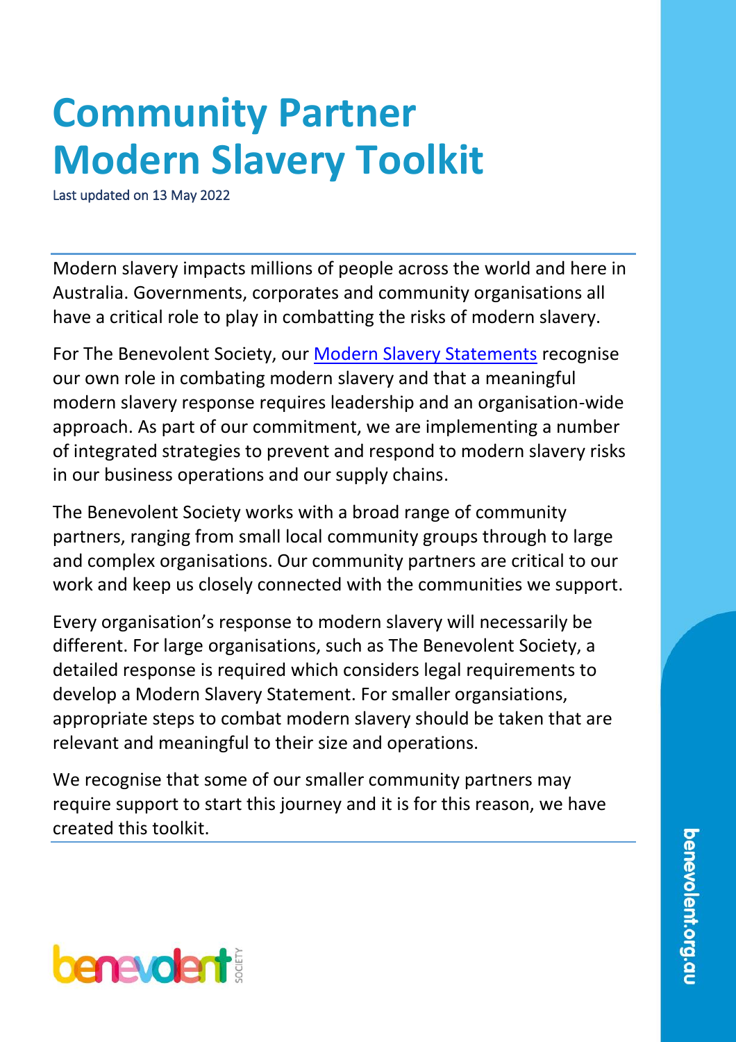# Community Partner Modern Slavery Toolkit

Last updated on 13 May 2022

Modern slavery impacts millions of people across the world and here in Australia. Governments, corporates and community organisations all have a critical role to play in combatting the risks of modern slavery.

For The Benevolent Society, our [Modern Slavery Statements] recognise our own role in combating modern slavery and that a meaningful modern slavery response requires leadership and an organisation-wide approach. As part of our commitment, we are implementing a number of integrated strategies to prevent and respond to modern slavery risks in our business operations and our supply chains.

The Benevolent Society works with a broad range of community partners, ranging from small local community groups through to large and complex organisations. Our community partners are critical to our work and keep us closely connected with the communities we support.

Every organisation's response to modern slavery will necessarily be different. For large organisations, such as The Benevolent Society, a detailed response is required which considers legal requirements to develop a Modern Slavery Statement. For smaller organsiations, appropriate steps to combat modern slavery should be taken that are relevant and meaningful to their size and operations.

We recognise that some of our smaller community partners may require support to start this journey and it is for this reason, we have created this toolkit.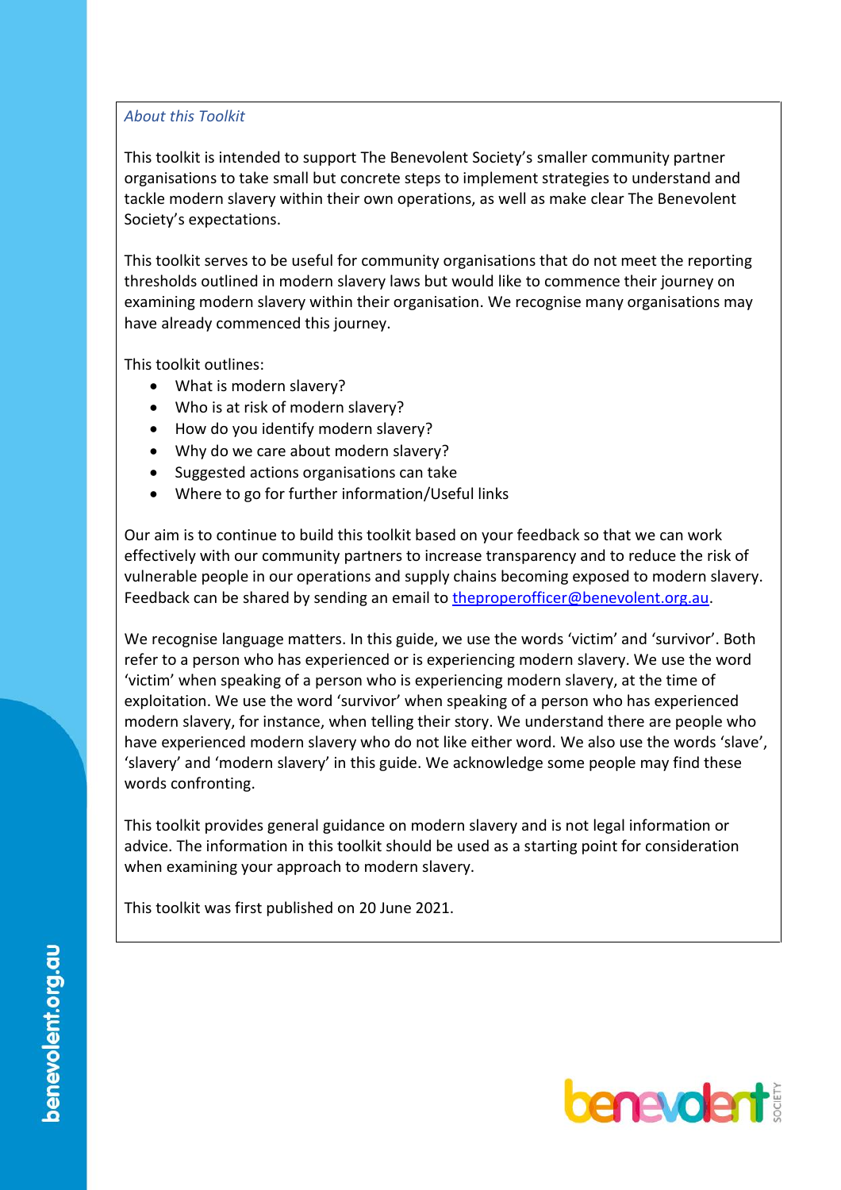*About this Toolkit*

This toolkit is intended to support The Benevolent Society's smaller community partner organisations to take small but concrete steps to implement strategies to understand and tackle modern slavery within their own operations, as well as make clear The Benevolent Society's expectations.

This toolkit serves to be useful for community organisations that do not meet the reporting thresholds outlined in modern slavery laws but would like to commence their journey on examining modern slavery within their organisation. We recognise many organisations may have already commenced this journey.

This toolkit outlines:

- What is modern slavery?
- Who is at risk of modern slavery?
- How do you identify modern slavery?
- Why do we care about modern slavery?
- Suggested actions organisations can take
- Where to go for further information/Useful links

Our aim is to continue to build this toolkit based on your feedback so that we can work effectively with our community partners to increase transparency and to reduce the risk of vulnerable people in our operations and supply chains becoming exposed to modern slavery. Feedback can be shared by sending an email to [theproperofficer@benevolent.org.au](mailto:theproperofficer@benevolent.org.au).

We recognise language matters. In this guide, we use the words 'victim' and 'survivor'. Both refer to a person who has experienced or is experiencing modern slavery. We use the word 'victim' when speaking of a person who is experiencing modern slavery, at the time of exploitation. We use the word 'survivor' when speaking of a person who has experienced modern slavery, for instance, when telling their story. We understand there are people who have experienced modern slavery who do not like either word. We also use the words 'slave', 'slavery' and 'modern slavery' in this guide. We acknowledge some people may find these words confronting.

This toolkit provides general guidance on modern slavery and is not legal information or advice. The information in this toolkit should be used as a starting point for consideration when examining your approach to modern slavery.

This toolkit was first published on 20 June 2021.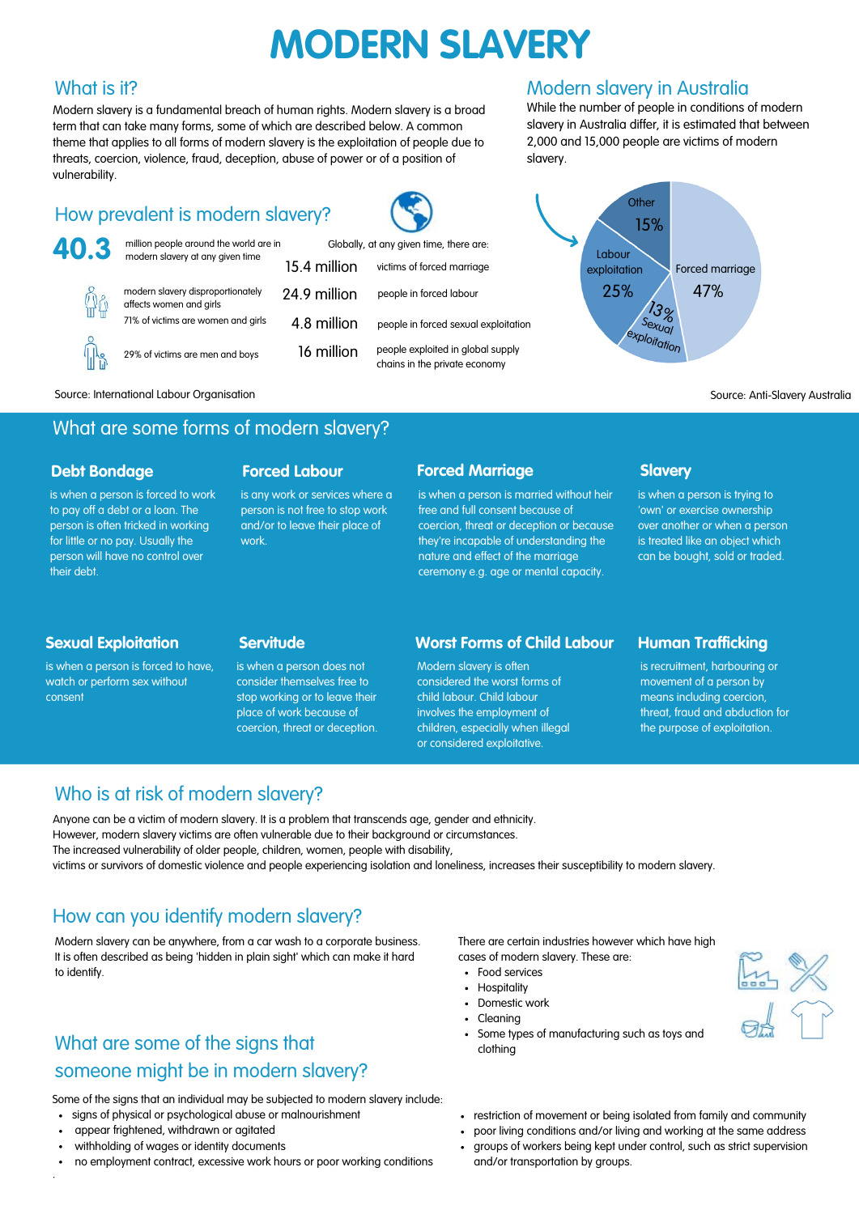# MODERN SLAVERY

## What is it?

Modern slavery is a fundamental breach of human rights. Modern slavery is a broad term that can take many forms, some of which are described below. A common theme that applies to all forms of modern slavery is the exploitation of people due to threats, coercion, violence, fraud, deception, abuse of power or of a position of vulnerability.

## How prevalent is modern slavery?

**40.3** million people around the world are in modern slavery at any given time

modern slavery disproportionately affects women and girls

71% of victims are women and girls

29% of victims are men and boys

Globally, at any given time, there are:

- 15.4 million victims of forced marriage
- 24.9 million people in forced labour
- 4.8 million people in forced sexual exploitation
- 16 million people exploited in global supply chains in the private economy

Source: International Labour Organisation

## Modern slavery in Australia

While the number of people in conditions of modern slavery in Australia differ, it is estimated that between 2,000 and 15,000 people are victims of modern slavery.

- Forced marriage 47%
- Labour exploitation 25%
- Other 15%
- Sexual exploitation 13%

Source: Anti-Slavery Australia

## What are some forms of modern slavery?

### Debt Bondage

is when a person is forced to work to pay off a debt or a loan. The person is often tricked in working for little or no pay. Usually the person will have no control over their debt.

### Forced Labour

is any work or services where a person is not free to stop work and/or to leave their place of work.

### Forced Marriage

is when a person is married without heir free and full consent because of coercion, threat or deception or because they're incapable of understanding the nature and effect of the marriage ceremony e.g. age or mental capacity.

### Slavery

is when a person is trying to 'own' or exercise ownership over another or when a person is treated like an object which can be bought, sold or traded.

### Sexual Exploitation

is when a person is forced to have, watch or perform sex without consent

### Servitude

is when a person does not consider themselves free to stop working or to leave their place of work because of coercion, threat or deception.

### Worst Forms of Child Labour

Modern slavery is often considered the worst forms of child labour. Child labour involves the employment of children, especially when illegal or considered exploitative.

### Human Trafficking

is recruitment, harbouring or movement of a person by means including coercion, threat, fraud and abduction for the purpose of exploitation.

## Who is at risk of modern slavery?

Anyone can be a victim of modern slavery. It is a problem that transcends age, gender and ethnicity.
However, modern slavery victims are often vulnerable due to their background or circumstances.
The increased vulnerability of older people, children, women, people with disability, victims or survivors of domestic violence and people experiencing isolation and loneliness, increases their susceptibility to modern slavery.

## How can you identify modern slavery?

Modern slavery can be anywhere, from a car wash to a corporate business. It is often described as being 'hidden in plain sight' which can make it hard to identify.

There are certain industries however which have high cases of modern slavery. These are:

- Food services
- Hospitality
- Domestic work
- Cleaning
- Some types of manufacturing such as toys and clothing

## What are some of the signs that someone might be in modern slavery?

Some of the signs that an individual may be subjected to modern slavery include:

- signs of physical or psychological abuse or malnourishment
- appear frightened, withdrawn or agitated
- withholding of wages or identity documents
- no employment contract, excessive work hours or poor working conditions
- restriction of movement or being isolated from family and community
- poor living conditions and/or living and working at the same address
- groups of workers being kept under control, such as strict supervision and/or transportation by groups.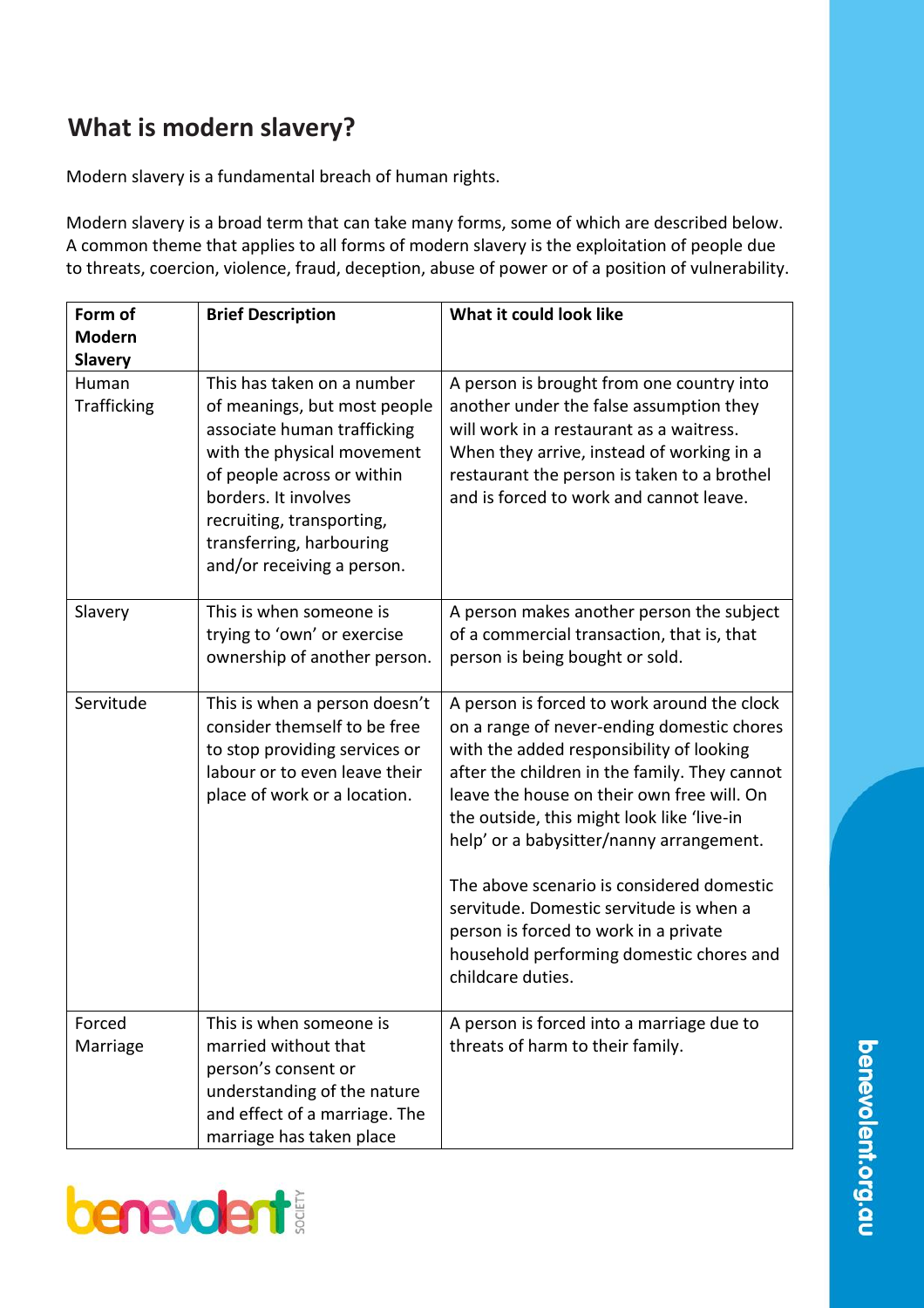## What is modern slavery?

Modern slavery is a fundamental breach of human rights.

Modern slavery is a broad term that can take many forms, some of which are described below. A common theme that applies to all forms of modern slavery is the exploitation of people due to threats, coercion, violence, fraud, deception, abuse of power or of a position of vulnerability.

| Form of Modern Slavery | Brief Description | What it could look like |
| --- | --- | --- |
| Human Trafficking | This has taken on a number of meanings, but most people associate human trafficking with the physical movement of people across or within borders. It involves recruiting, transporting, transferring, harbouring and/or receiving a person. | A person is brought from one country into another under the false assumption they will work in a restaurant as a waitress. When they arrive, instead of working in a restaurant the person is taken to a brothel and is forced to work and cannot leave. |
| Slavery | This is when someone is trying to 'own' or exercise ownership of another person. | A person makes another person the subject of a commercial transaction, that is, that person is being bought or sold. |
| Servitude | This is when a person doesn't consider themself to be free to stop providing services or labour or to even leave their place of work or a location. | A person is forced to work around the clock on a range of never-ending domestic chores with the added responsibility of looking after the children in the family. They cannot leave the house on their own free will. On the outside, this might look like 'live-in help' or a babysitter/nanny arrangement.<br><br>The above scenario is considered domestic servitude. Domestic servitude is when a person is forced to work in a private household performing domestic chores and childcare duties. |
| Forced Marriage | This is when someone is married without that person's consent or understanding of the nature and effect of a marriage. The marriage has taken place | A person is forced into a marriage due to threats of harm to their family. |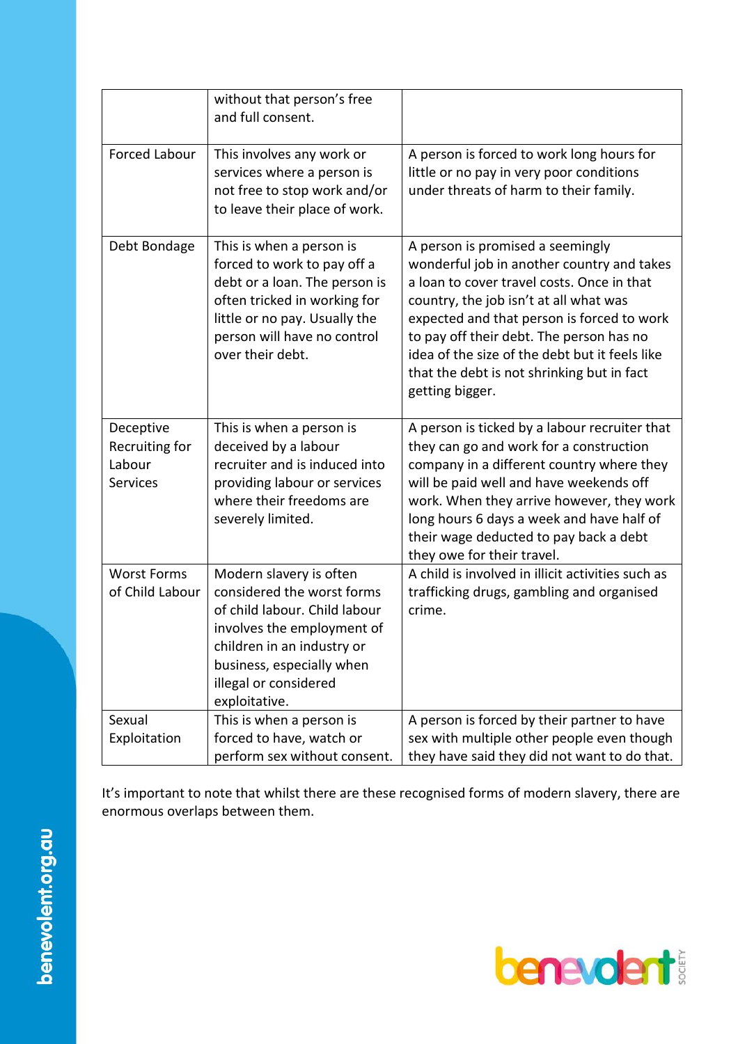| | | |
|---|---|---|
| | without that person's free and full consent. | |
| Forced Labour | This involves any work or services where a person is not free to stop work and/or to leave their place of work. | A person is forced to work long hours for little or no pay in very poor conditions under threats of harm to their family. |
| Debt Bondage | This is when a person is forced to work to pay off a debt or a loan. The person is often tricked in working for little or no pay. Usually the person will have no control over their debt. | A person is promised a seemingly wonderful job in another country and takes a loan to cover travel costs. Once in that country, the job isn't at all what was expected and that person is forced to work to pay off their debt. The person has no idea of the size of the debt but it feels like that the debt is not shrinking but in fact getting bigger. |
| Deceptive Recruiting for Labour Services | This is when a person is deceived by a labour recruiter and is induced into providing labour or services where their freedoms are severely limited. | A person is ticked by a labour recruiter that they can go and work for a construction company in a different country where they will be paid well and have weekends off work. When they arrive however, they work long hours 6 days a week and have half of their wage deducted to pay back a debt they owe for their travel. |
| Worst Forms of Child Labour | Modern slavery is often considered the worst forms of child labour. Child labour involves the employment of children in an industry or business, especially when illegal or considered exploitative. | A child is involved in illicit activities such as trafficking drugs, gambling and organised crime. |
| Sexual Exploitation | This is when a person is forced to have, watch or perform sex without consent. | A person is forced by their partner to have sex with multiple other people even though they have said they did not want to do that. |

It's important to note that whilst there are these recognised forms of modern slavery, there are enormous overlaps between them.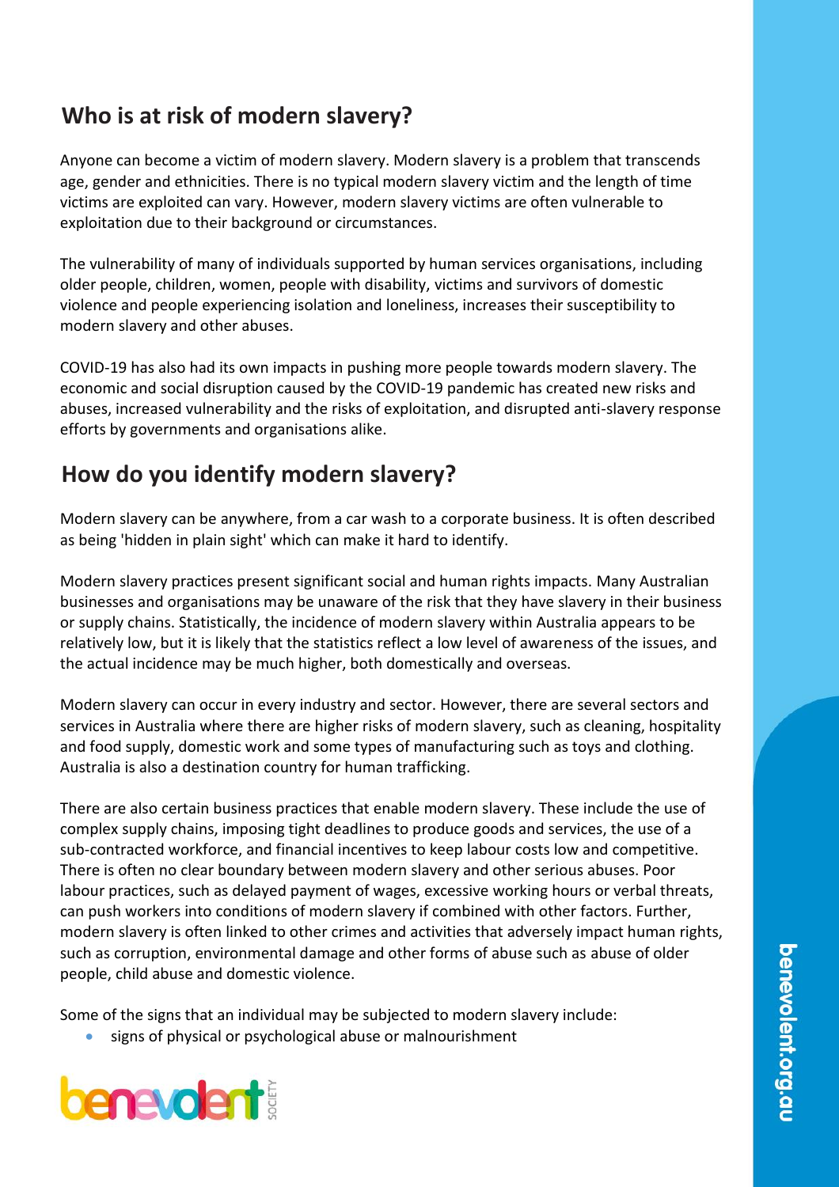## Who is at risk of modern slavery?

Anyone can become a victim of modern slavery. Modern slavery is a problem that transcends age, gender and ethnicities. There is no typical modern slavery victim and the length of time victims are exploited can vary. However, modern slavery victims are often vulnerable to exploitation due to their background or circumstances.

The vulnerability of many of individuals supported by human services organisations, including older people, children, women, people with disability, victims and survivors of domestic violence and people experiencing isolation and loneliness, increases their susceptibility to modern slavery and other abuses.

COVID-19 has also had its own impacts in pushing more people towards modern slavery. The economic and social disruption caused by the COVID-19 pandemic has created new risks and abuses, increased vulnerability and the risks of exploitation, and disrupted anti-slavery response efforts by governments and organisations alike.

## How do you identify modern slavery?

Modern slavery can be anywhere, from a car wash to a corporate business. It is often described as being 'hidden in plain sight' which can make it hard to identify.

Modern slavery practices present significant social and human rights impacts. Many Australian businesses and organisations may be unaware of the risk that they have slavery in their business or supply chains. Statistically, the incidence of modern slavery within Australia appears to be relatively low, but it is likely that the statistics reflect a low level of awareness of the issues, and the actual incidence may be much higher, both domestically and overseas.

Modern slavery can occur in every industry and sector. However, there are several sectors and services in Australia where there are higher risks of modern slavery, such as cleaning, hospitality and food supply, domestic work and some types of manufacturing such as toys and clothing. Australia is also a destination country for human trafficking.

There are also certain business practices that enable modern slavery. These include the use of complex supply chains, imposing tight deadlines to produce goods and services, the use of a sub-contracted workforce, and financial incentives to keep labour costs low and competitive. There is often no clear boundary between modern slavery and other serious abuses. Poor labour practices, such as delayed payment of wages, excessive working hours or verbal threats, can push workers into conditions of modern slavery if combined with other factors. Further, modern slavery is often linked to other crimes and activities that adversely impact human rights, such as corruption, environmental damage and other forms of abuse such as abuse of older people, child abuse and domestic violence.

Some of the signs that an individual may be subjected to modern slavery include:

- signs of physical or psychological abuse or malnourishment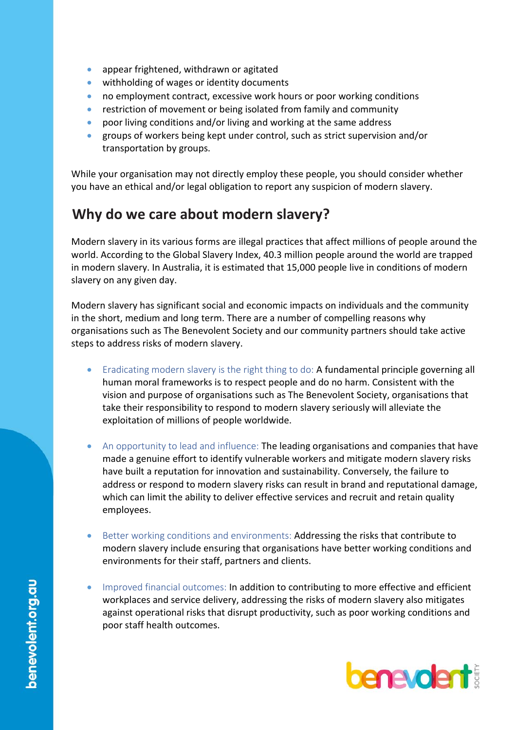- appear frightened, withdrawn or agitated
- withholding of wages or identity documents
- no employment contract, excessive work hours or poor working conditions
- restriction of movement or being isolated from family and community
- poor living conditions and/or living and working at the same address
- groups of workers being kept under control, such as strict supervision and/or transportation by groups.

While your organisation may not directly employ these people, you should consider whether you have an ethical and/or legal obligation to report any suspicion of modern slavery.

## Why do we care about modern slavery?

Modern slavery in its various forms are illegal practices that affect millions of people around the world. According to the Global Slavery Index, 40.3 million people around the world are trapped in modern slavery. In Australia, it is estimated that 15,000 people live in conditions of modern slavery on any given day.

Modern slavery has significant social and economic impacts on individuals and the community in the short, medium and long term. There are a number of compelling reasons why organisations such as The Benevolent Society and our community partners should take active steps to address risks of modern slavery.

- Eradicating modern slavery is the right thing to do: A fundamental principle governing all human moral frameworks is to respect people and do no harm. Consistent with the vision and purpose of organisations such as The Benevolent Society, organisations that take their responsibility to respond to modern slavery seriously will alleviate the exploitation of millions of people worldwide.

- An opportunity to lead and influence: The leading organisations and companies that have made a genuine effort to identify vulnerable workers and mitigate modern slavery risks have built a reputation for innovation and sustainability. Conversely, the failure to address or respond to modern slavery risks can result in brand and reputational damage, which can limit the ability to deliver effective services and recruit and retain quality employees.

- Better working conditions and environments: Addressing the risks that contribute to modern slavery include ensuring that organisations have better working conditions and environments for their staff, partners and clients.

- Improved financial outcomes: In addition to contributing to more effective and efficient workplaces and service delivery, addressing the risks of modern slavery also mitigates against operational risks that disrupt productivity, such as poor working conditions and poor staff health outcomes.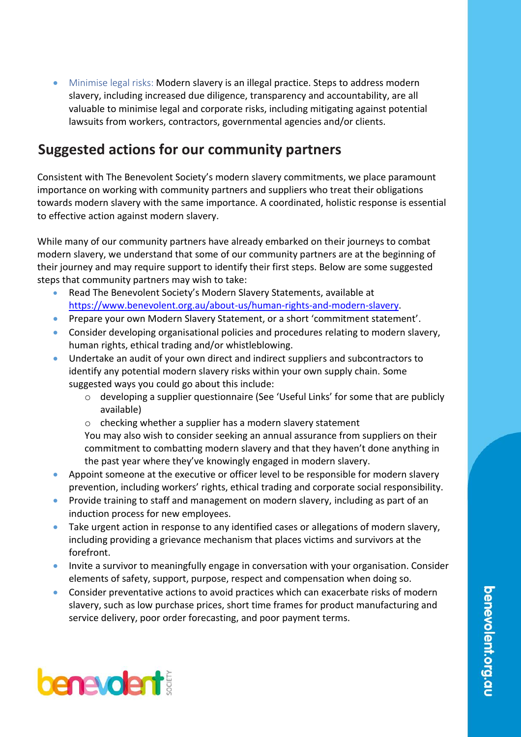- Minimise legal risks: Modern slavery is an illegal practice. Steps to address modern slavery, including increased due diligence, transparency and accountability, are all valuable to minimise legal and corporate risks, including mitigating against potential lawsuits from workers, contractors, governmental agencies and/or clients.

## Suggested actions for our community partners

Consistent with The Benevolent Society's modern slavery commitments, we place paramount importance on working with community partners and suppliers who treat their obligations towards modern slavery with the same importance. A coordinated, holistic response is essential to effective action against modern slavery.

While many of our community partners have already embarked on their journeys to combat modern slavery, we understand that some of our community partners are at the beginning of their journey and may require support to identify their first steps. Below are some suggested steps that community partners may wish to take:

- Read The Benevolent Society's Modern Slavery Statements, available at [https://www.benevolent.org.au/about-us/human-rights-and-modern-slavery](https://www.benevolent.org.au/about-us/human-rights-and-modern-slavery).
- Prepare your own Modern Slavery Statement, or a short 'commitment statement'.
- Consider developing organisational policies and procedures relating to modern slavery, human rights, ethical trading and/or whistleblowing.
- Undertake an audit of your own direct and indirect suppliers and subcontractors to identify any potential modern slavery risks within your own supply chain. Some suggested ways you could go about this include:
  - developing a supplier questionnaire (See 'Useful Links' for some that are publicly available)
  - checking whether a supplier has a modern slavery statement

  You may also wish to consider seeking an annual assurance from suppliers on their commitment to combatting modern slavery and that they haven't done anything in the past year where they've knowingly engaged in modern slavery.
- Appoint someone at the executive or officer level to be responsible for modern slavery prevention, including workers' rights, ethical trading and corporate social responsibility.
- Provide training to staff and management on modern slavery, including as part of an induction process for new employees.
- Take urgent action in response to any identified cases or allegations of modern slavery, including providing a grievance mechanism that places victims and survivors at the forefront.
- Invite a survivor to meaningfully engage in conversation with your organisation. Consider elements of safety, support, purpose, respect and compensation when doing so.
- Consider preventative actions to avoid practices which can exacerbate risks of modern slavery, such as low purchase prices, short time frames for product manufacturing and service delivery, poor order forecasting, and poor payment terms.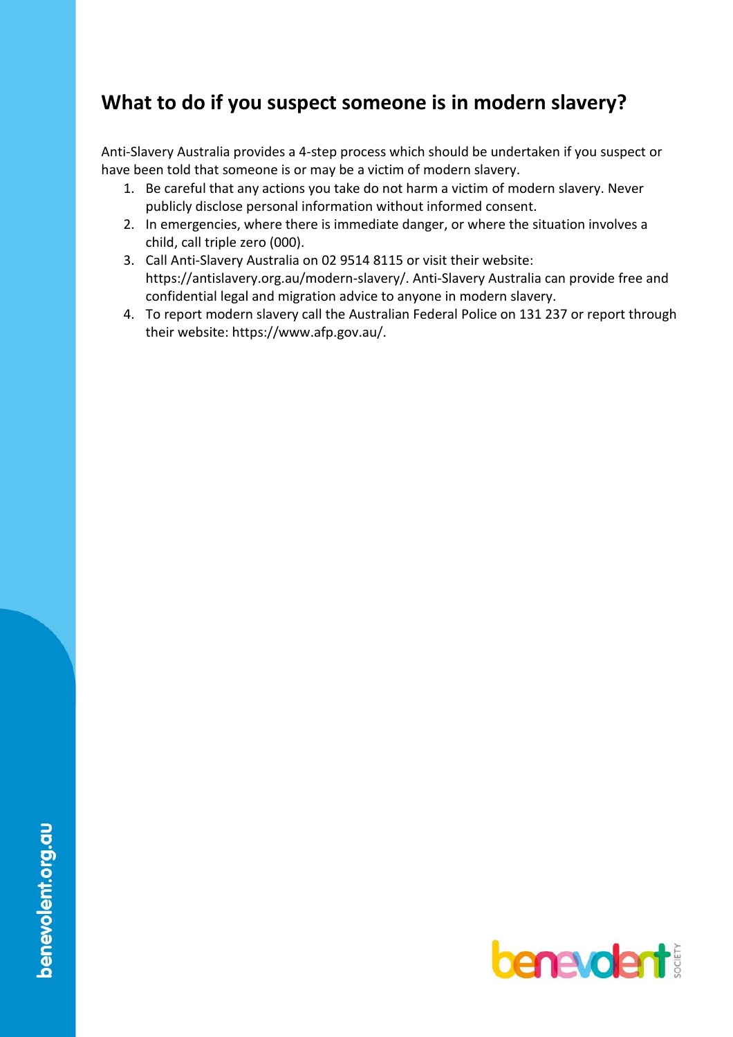## What to do if you suspect someone is in modern slavery?

Anti-Slavery Australia provides a 4-step process which should be undertaken if you suspect or have been told that someone is or may be a victim of modern slavery.

1. Be careful that any actions you take do not harm a victim of modern slavery. Never publicly disclose personal information without informed consent.
2. In emergencies, where there is immediate danger, or where the situation involves a child, call triple zero (000).
3. Call Anti-Slavery Australia on 02 9514 8115 or visit their website: https://antislavery.org.au/modern-slavery/. Anti-Slavery Australia can provide free and confidential legal and migration advice to anyone in modern slavery.
4. To report modern slavery call the Australian Federal Police on 131 237 or report through their website: https://www.afp.gov.au/.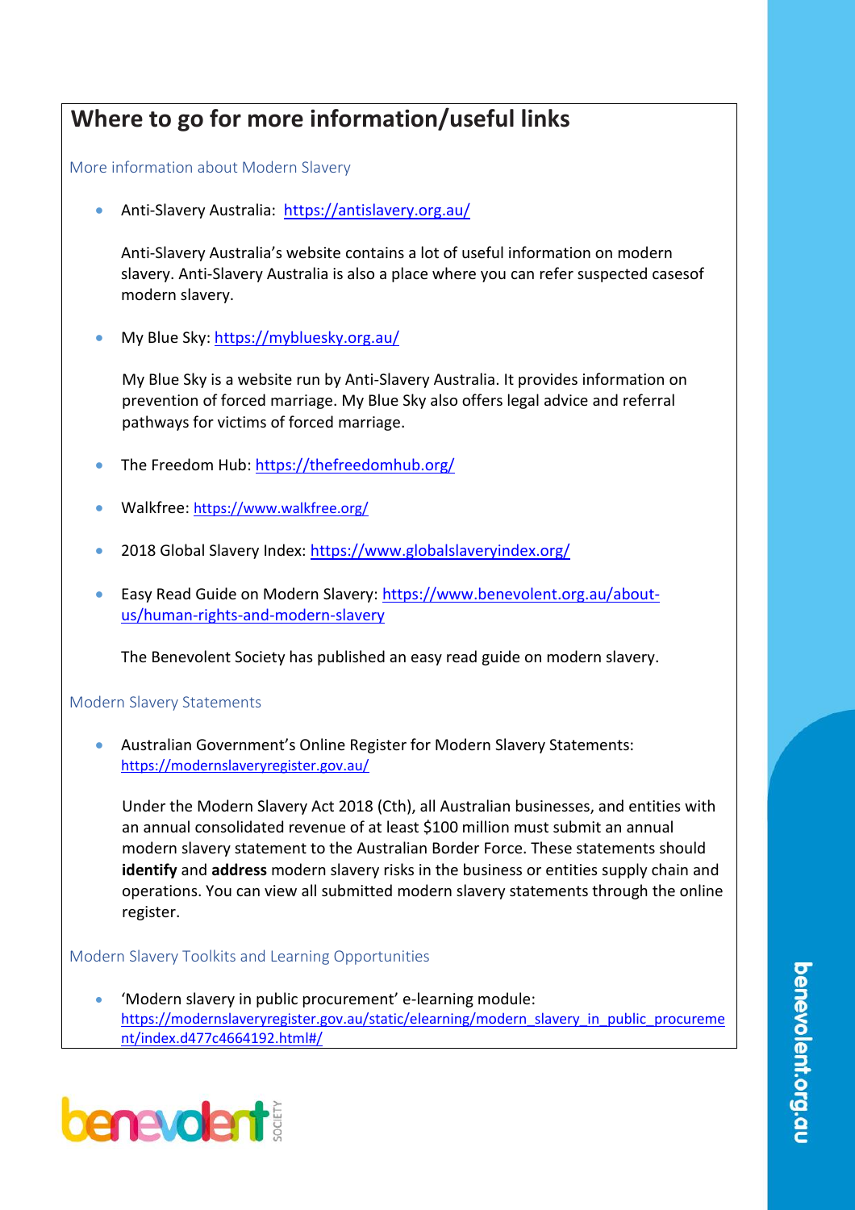## Where to go for more information/useful links

### More information about Modern Slavery

- Anti-Slavery Australia: https://antislavery.org.au/

  Anti-Slavery Australia's website contains a lot of useful information on modern slavery. Anti-Slavery Australia is also a place where you can refer suspected casesof modern slavery.

- My Blue Sky: https://mybluesky.org.au/

  My Blue Sky is a website run by Anti-Slavery Australia. It provides information on prevention of forced marriage. My Blue Sky also offers legal advice and referral pathways for victims of forced marriage.

- The Freedom Hub: https://thefreedomhub.org/

- Walkfree: https://www.walkfree.org/

- 2018 Global Slavery Index: https://www.globalslaveryindex.org/

- Easy Read Guide on Modern Slavery: https://www.benevolent.org.au/about-us/human-rights-and-modern-slavery

  The Benevolent Society has published an easy read guide on modern slavery.

### Modern Slavery Statements

- Australian Government's Online Register for Modern Slavery Statements: https://modernslaveryregister.gov.au/

  Under the Modern Slavery Act 2018 (Cth), all Australian businesses, and entities with an annual consolidated revenue of at least $100 million must submit an annual modern slavery statement to the Australian Border Force. These statements should **identify** and **address** modern slavery risks in the business or entities supply chain and operations. You can view all submitted modern slavery statements through the online register.

### Modern Slavery Toolkits and Learning Opportunities

- 'Modern slavery in public procurement' e-learning module: https://modernslaveryregister.gov.au/static/elearning/modern_slavery_in_public_procurement/index.d477c4664192.html#/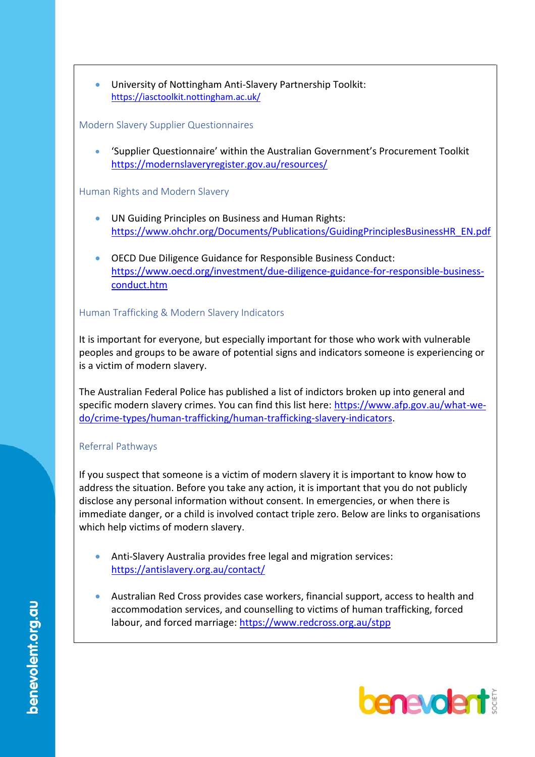- University of Nottingham Anti-Slavery Partnership Toolkit: https://iasctoolkit.nottingham.ac.uk/

### Modern Slavery Supplier Questionnaires

- 'Supplier Questionnaire' within the Australian Government's Procurement Toolkit https://modernslaveryregister.gov.au/resources/

### Human Rights and Modern Slavery

- UN Guiding Principles on Business and Human Rights: https://www.ohchr.org/Documents/Publications/GuidingPrinciplesBusinessHR_EN.pdf

- OECD Due Diligence Guidance for Responsible Business Conduct: https://www.oecd.org/investment/due-diligence-guidance-for-responsible-business-conduct.htm

### Human Trafficking & Modern Slavery Indicators

It is important for everyone, but especially important for those who work with vulnerable peoples and groups to be aware of potential signs and indicators someone is experiencing or is a victim of modern slavery.

The Australian Federal Police has published a list of indictors broken up into general and specific modern slavery crimes. You can find this list here: https://www.afp.gov.au/what-we-do/crime-types/human-trafficking/human-trafficking-slavery-indicators.

### Referral Pathways

If you suspect that someone is a victim of modern slavery it is important to know how to address the situation. Before you take any action, it is important that you do not publicly disclose any personal information without consent. In emergencies, or when there is immediate danger, or a child is involved contact triple zero. Below are links to organisations which help victims of modern slavery.

- Anti-Slavery Australia provides free legal and migration services: https://antislavery.org.au/contact/

- Australian Red Cross provides case workers, financial support, access to health and accommodation services, and counselling to victims of human trafficking, forced labour, and forced marriage: https://www.redcross.org.au/stpp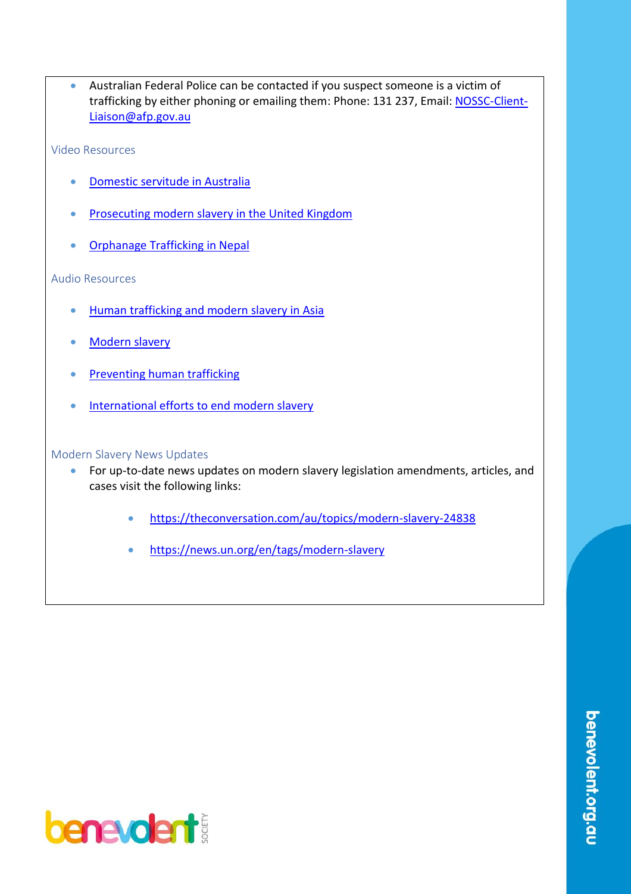- Australian Federal Police can be contacted if you suspect someone is a victim of trafficking by either phoning or emailing them: Phone: 131 237, Email: NOSSC-Client-Liaison@afp.gov.au

### Video Resources

- Domestic servitude in Australia
- Prosecuting modern slavery in the United Kingdom
- Orphanage Trafficking in Nepal

### Audio Resources

- Human trafficking and modern slavery in Asia
- Modern slavery
- Preventing human trafficking
- International efforts to end modern slavery

### Modern Slavery News Updates

- For up-to-date news updates on modern slavery legislation amendments, articles, and cases visit the following links:
  - https://theconversation.com/au/topics/modern-slavery-24838
  - https://news.un.org/en/tags/modern-slavery